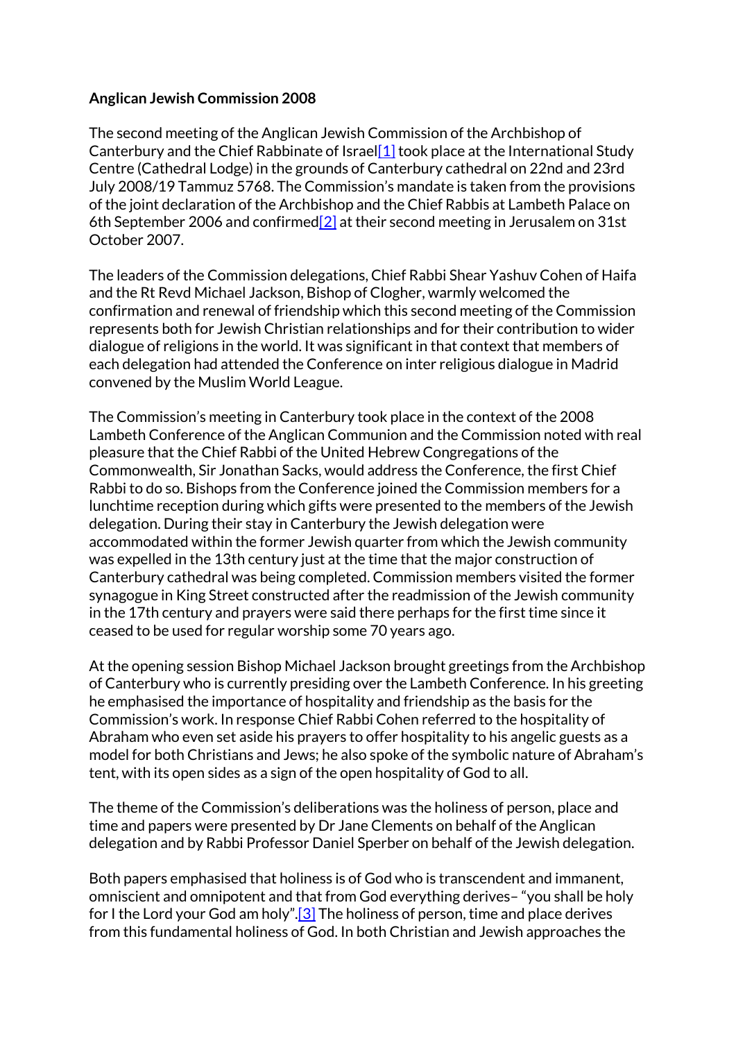**Anglican Jewish Commission 2008**

The second meeting of the Anglican Jewish Commission of the Archbishop of Canterbury and the Chief Rabbinate of Israel[1] took place at the International Study Centre (Cathedral Lodge) in the grounds of Canterbury cathedral on 22nd and 23rd July 2008/19 Tammuz 5768. The Commission's mandate is taken from the provisions of the joint declaration of the Archbishop and the Chief Rabbis at Lambeth Palace on 6th September 2006 and confirmed[2] at their second meeting in Jerusalem on 31st October 2007.

The leaders of the Commission delegations, Chief Rabbi Shear Yashuv Cohen of Haifa and the Rt Revd Michael Jackson, Bishop of Clogher, warmly welcomed the confirmation and renewal of friendship which this second meeting of the Commission represents both for Jewish Christian relationships and for their contribution to wider dialogue of religions in the world. It was significant in that context that members of each delegation had attended the Conference on inter religious dialogue in Madrid convened by the Muslim World League.

The Commission's meeting in Canterbury took place in the context of the 2008 Lambeth Conference of the Anglican Communion and the Commission noted with real pleasure that the Chief Rabbi of the United Hebrew Congregations of the Commonwealth, Sir Jonathan Sacks, would address the Conference, the first Chief Rabbi to do so. Bishops from the Conference joined the Commission members for a lunchtime reception during which gifts were presented to the members of the Jewish delegation. During their stay in Canterbury the Jewish delegation were accommodated within the former Jewish quarter from which the Jewish community was expelled in the 13th century just at the time that the major construction of Canterbury cathedral was being completed. Commission members visited the former synagogue in King Street constructed after the readmission of the Jewish community in the 17th century and prayers were said there perhaps for the first time since it ceased to be used for regular worship some 70 years ago.

At the opening session Bishop Michael Jackson brought greetings from the Archbishop of Canterbury who is currently presiding over the Lambeth Conference. In his greeting he emphasised the importance of hospitality and friendship as the basis for the Commission's work. In response Chief Rabbi Cohen referred to the hospitality of Abraham who even set aside his prayers to offer hospitality to his angelic guests as a model for both Christians and Jews; he also spoke of the symbolic nature of Abraham's tent, with its open sides as a sign of the open hospitality of God to all.

The theme of the Commission's deliberations was the holiness of person, place and time and papers were presented by Dr Jane Clements on behalf of the Anglican delegation and by Rabbi Professor Daniel Sperber on behalf of the Jewish delegation.

Both papers emphasised that holiness is of God who is transcendent and immanent, omniscient and omnipotent and that from God everything derives– "you shall be holy for I the Lord your God am holy".[3] The holiness of person, time and place derives from this fundamental holiness of God. In both Christian and Jewish approaches the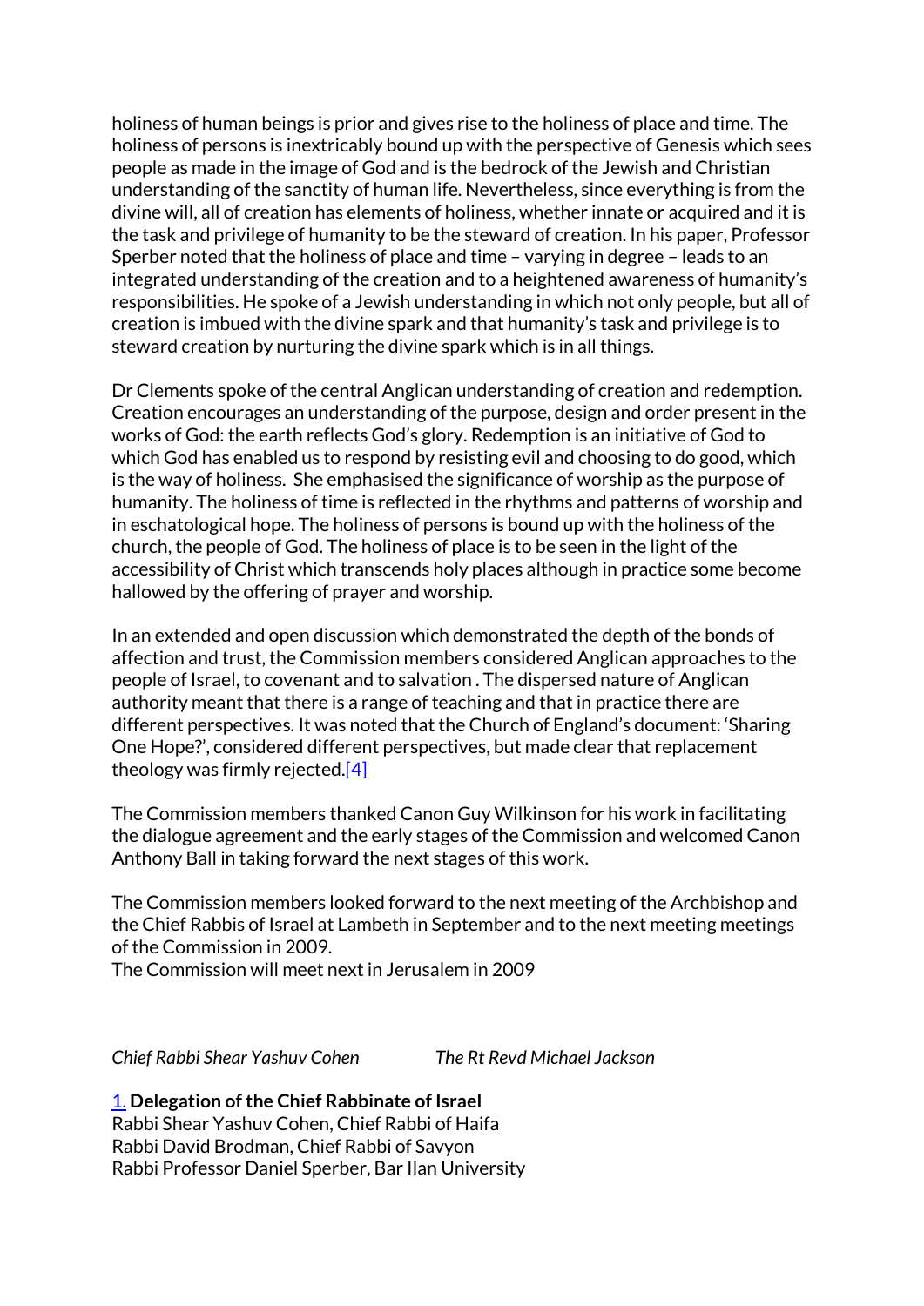holiness of human beings is prior and gives rise to the holiness of place and time. The holiness of persons is inextricably bound up with the perspective of Genesis which sees people as made in the image of God and is the bedrock of the Jewish and Christian understanding of the sanctity of human life. Nevertheless, since everything is from the divine will, all of creation has elements of holiness, whether innate or acquired and it is the task and privilege of humanity to be the steward of creation. In his paper, Professor Sperber noted that the holiness of place and time – varying in degree – leads to an integrated understanding of the creation and to a heightened awareness of humanity's responsibilities. He spoke of a Jewish understanding in which not only people, but all of creation is imbued with the divine spark and that humanity's task and privilege is to steward creation by nurturing the divine spark which is in all things.

Dr Clements spoke of the central Anglican understanding of creation and redemption. Creation encourages an understanding of the purpose, design and order present in the works of God: the earth reflects God's glory. Redemption is an initiative of God to which God has enabled us to respond by resisting evil and choosing to do good, which is the way of holiness. She emphasised the significance of worship as the purpose of humanity. The holiness of time is reflected in the rhythms and patterns of worship and in eschatological hope. The holiness of persons is bound up with the holiness of the church, the people of God. The holiness of place is to be seen in the light of the accessibility of Christ which transcends holy places although in practice some become hallowed by the offering of prayer and worship.

In an extended and open discussion which demonstrated the depth of the bonds of affection and trust, the Commission members considered Anglican approaches to the people of Israel, to covenant and to salvation . The dispersed nature of Anglican authority meant that there is a range of teaching and that in practice there are different perspectives. It was noted that the Church of England's document: 'Sharing One Hope?', considered different perspectives, but made clear that replacement theology was firmly rejected.[4]

The Commission members thanked Canon Guy Wilkinson for his work in facilitating the dialogue agreement and the early stages of the Commission and welcomed Canon Anthony Ball in taking forward the next stages of this work.

The Commission members looked forward to the next meeting of the Archbishop and the Chief Rabbis of Israel at Lambeth in September and to the next meeting meetings of the Commission in 2009.
The Commission will meet next in Jerusalem in 2009

*Chief Rabbi Shear Yashuv Cohen* *The Rt Revd Michael Jackson*

1. **Delegation of the Chief Rabbinate of Israel**
Rabbi Shear Yashuv Cohen, Chief Rabbi of Haifa
Rabbi David Brodman, Chief Rabbi of Savyon
Rabbi Professor Daniel Sperber, Bar Ilan University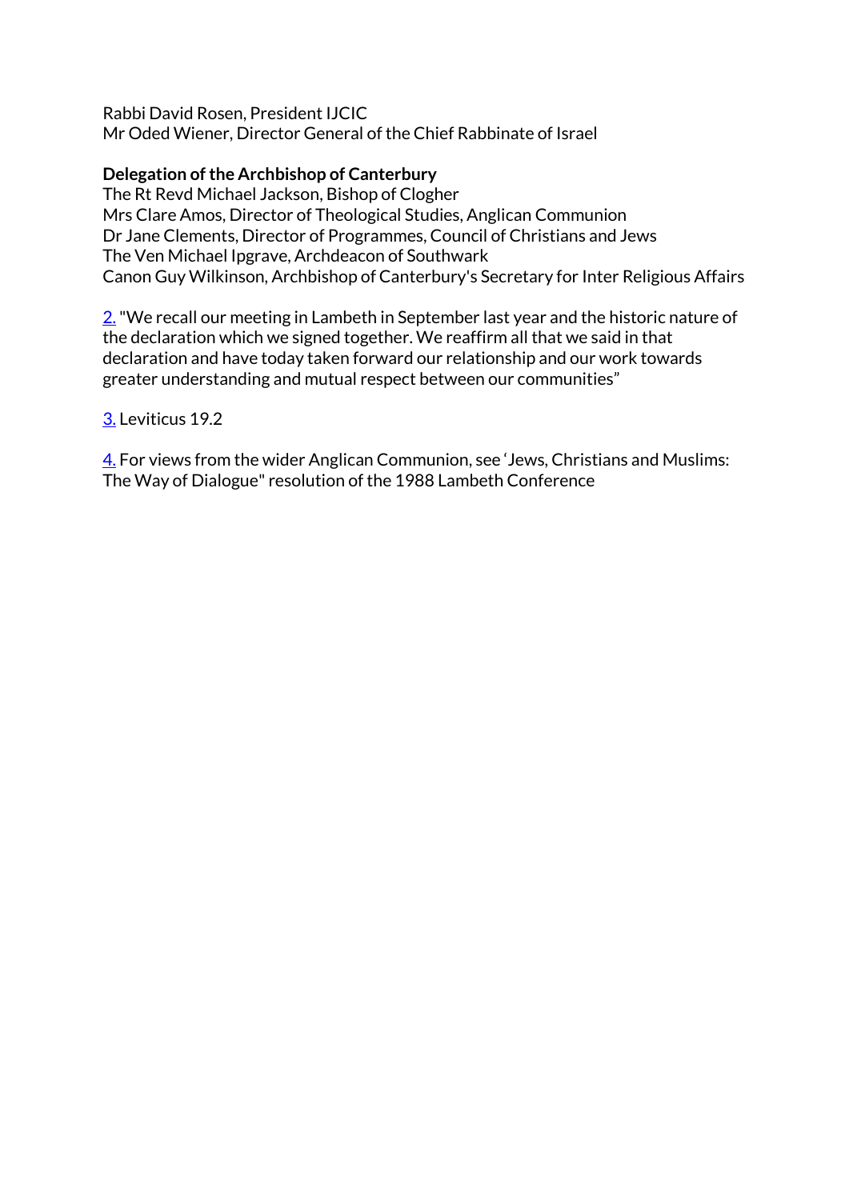Rabbi David Rosen, President IJCIC
Mr Oded Wiener, Director General of the Chief Rabbinate of Israel

**Delegation of the Archbishop of Canterbury**
The Rt Revd Michael Jackson, Bishop of Clogher
Mrs Clare Amos, Director of Theological Studies, Anglican Communion
Dr Jane Clements, Director of Programmes, Council of Christians and Jews
The Ven Michael Ipgrave, Archdeacon of Southwark
Canon Guy Wilkinson, Archbishop of Canterbury's Secretary for Inter Religious Affairs

2. "We recall our meeting in Lambeth in September last year and the historic nature of the declaration which we signed together. We reaffirm all that we said in that declaration and have today taken forward our relationship and our work towards greater understanding and mutual respect between our communities"

3. Leviticus 19.2

4. For views from the wider Anglican Communion, see 'Jews, Christians and Muslims: The Way of Dialogue" resolution of the 1988 Lambeth Conference